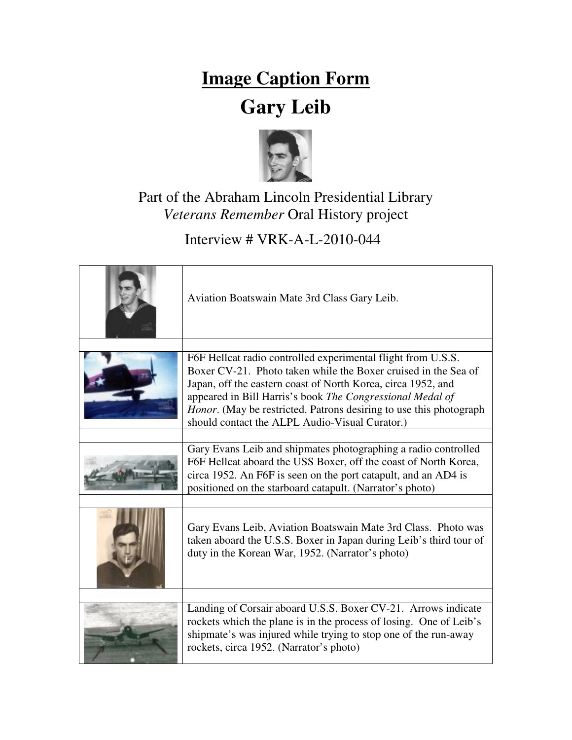# Image Caption Form

# Gary Leib

Part of the Abraham Lincoln Presidential Library
*Veterans Remember* Oral History project

Interview # VRK-A-L-2010-044

| | |
|---|---|
| | Aviation Boatswain Mate 3rd Class Gary Leib. |
| | |
| | F6F Hellcat radio controlled experimental flight from U.S.S. Boxer CV-21. Photo taken while the Boxer cruised in the Sea of Japan, off the eastern coast of North Korea, circa 1952, and appeared in Bill Harris's book *The Congressional Medal of Honor*. (May be restricted. Patrons desiring to use this photograph should contact the ALPL Audio-Visual Curator.) |
| | |
| | Gary Evans Leib and shipmates photographing a radio controlled F6F Hellcat aboard the USS Boxer, off the coast of North Korea, circa 1952. An F6F is seen on the port catapult, and an AD4 is positioned on the starboard catapult. (Narrator's photo) |
| | |
| | Gary Evans Leib, Aviation Boatswain Mate 3rd Class. Photo was taken aboard the U.S.S. Boxer in Japan during Leib's third tour of duty in the Korean War, 1952. (Narrator's photo) |
| | |
| | Landing of Corsair aboard U.S.S. Boxer CV-21. Arrows indicate rockets which the plane is in the process of losing. One of Leib's shipmate's was injured while trying to stop one of the run-away rockets, circa 1952. (Narrator's photo) |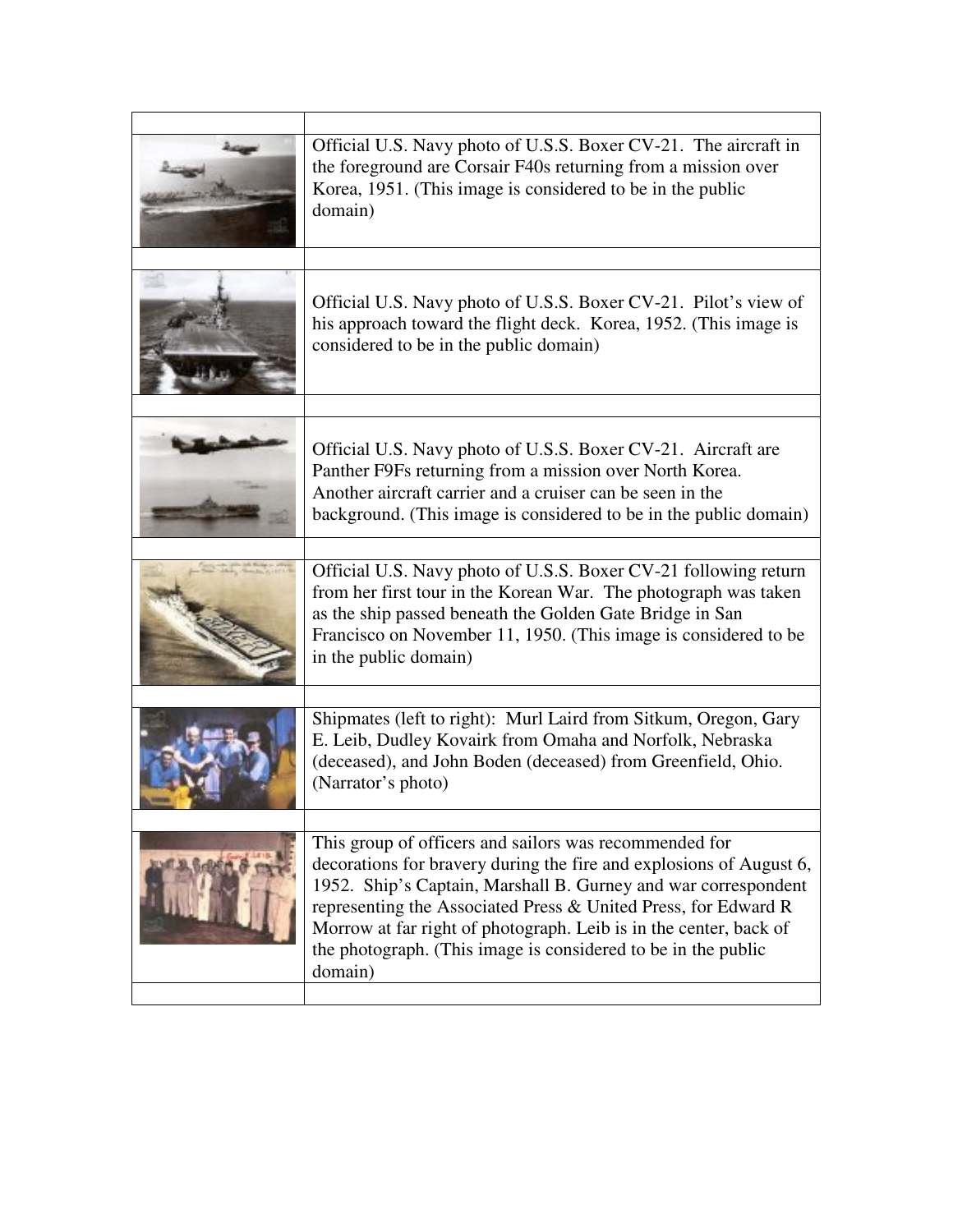| | |
|---|---|
| | Official U.S. Navy photo of U.S.S. Boxer CV-21. The aircraft in the foreground are Corsair F4Os returning from a mission over Korea, 1951. (This image is considered to be in the public domain) |
| | |
| | Official U.S. Navy photo of U.S.S. Boxer CV-21. Pilot's view of his approach toward the flight deck. Korea, 1952. (This image is considered to be in the public domain) |
| | |
| | Official U.S. Navy photo of U.S.S. Boxer CV-21. Aircraft are Panther F9Fs returning from a mission over North Korea. Another aircraft carrier and a cruiser can be seen in the background. (This image is considered to be in the public domain) |
| | |
| | Official U.S. Navy photo of U.S.S. Boxer CV-21 following return from her first tour in the Korean War. The photograph was taken as the ship passed beneath the Golden Gate Bridge in San Francisco on November 11, 1950. (This image is considered to be in the public domain) |
| | |
| | Shipmates (left to right): Murl Laird from Sitkum, Oregon, Gary E. Leib, Dudley Kovairk from Omaha and Norfolk, Nebraska (deceased), and John Boden (deceased) from Greenfield, Ohio. (Narrator's photo) |
| | |
| | This group of officers and sailors was recommended for decorations for bravery during the fire and explosions of August 6, 1952. Ship's Captain, Marshall B. Gurney and war correspondent representing the Associated Press & United Press, for Edward R Morrow at far right of photograph. Leib is in the center, back of the photograph. (This image is considered to be in the public domain) |
| | |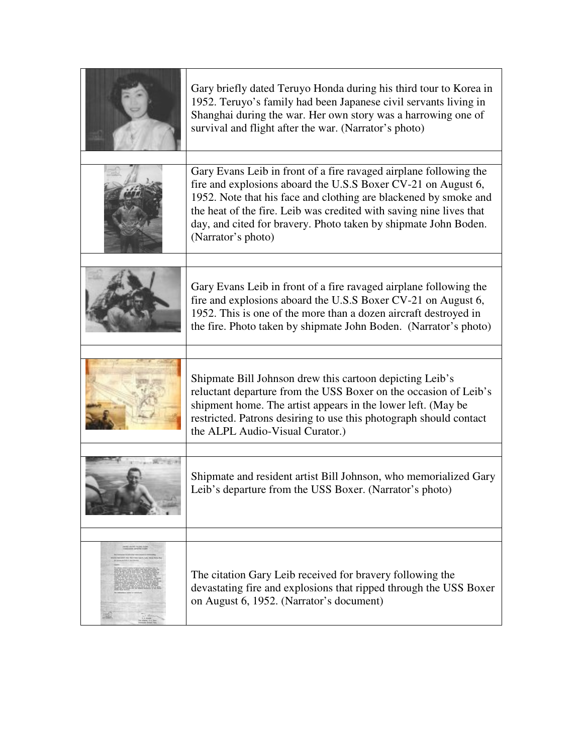| | |
|---|---|
| | Gary briefly dated Teruyo Honda during his third tour to Korea in 1952. Teruyo's family had been Japanese civil servants living in Shanghai during the war. Her own story was a harrowing one of survival and flight after the war. (Narrator's photo) |
| | |
| | Gary Evans Leib in front of a fire ravaged airplane following the fire and explosions aboard the U.S.S Boxer CV-21 on August 6, 1952. Note that his face and clothing are blackened by smoke and the heat of the fire. Leib was credited with saving nine lives that day, and cited for bravery. Photo taken by shipmate John Boden. (Narrator's photo) |
| | |
| | Gary Evans Leib in front of a fire ravaged airplane following the fire and explosions aboard the U.S.S Boxer CV-21 on August 6, 1952. This is one of the more than a dozen aircraft destroyed in the fire. Photo taken by shipmate John Boden. (Narrator's photo) |
| | |
| | Shipmate Bill Johnson drew this cartoon depicting Leib's reluctant departure from the USS Boxer on the occasion of Leib's shipment home. The artist appears in the lower left. (May be restricted. Patrons desiring to use this photograph should contact the ALPL Audio-Visual Curator.) |
| | |
| | Shipmate and resident artist Bill Johnson, who memorialized Gary Leib's departure from the USS Boxer. (Narrator's photo) |
| | |
| | The citation Gary Leib received for bravery following the devastating fire and explosions that ripped through the USS Boxer on August 6, 1952. (Narrator's document) |